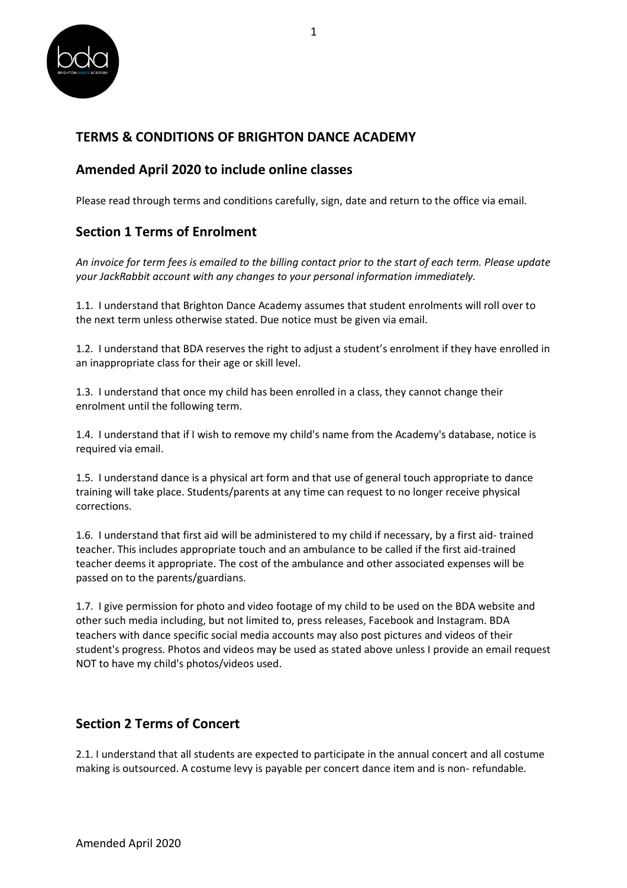## TERMS & CONDITIONS OF BRIGHTON DANCE ACADEMY

## Amended April 2020 to include online classes

Please read through terms and conditions carefully, sign, date and return to the office via email.

## Section 1 Terms of Enrolment

*An invoice for term fees is emailed to the billing contact prior to the start of each term. Please update your JackRabbit account with any changes to your personal information immediately.*

1.1. I understand that Brighton Dance Academy assumes that student enrolments will roll over to the next term unless otherwise stated. Due notice must be given via email.

1.2. I understand that BDA reserves the right to adjust a student's enrolment if they have enrolled in an inappropriate class for their age or skill level.

1.3. I understand that once my child has been enrolled in a class, they cannot change their enrolment until the following term.

1.4. I understand that if I wish to remove my child's name from the Academy's database, notice is required via email.

1.5. I understand dance is a physical art form and that use of general touch appropriate to dance training will take place. Students/parents at any time can request to no longer receive physical corrections.

1.6. I understand that first aid will be administered to my child if necessary, by a first aid- trained teacher. This includes appropriate touch and an ambulance to be called if the first aid-trained teacher deems it appropriate. The cost of the ambulance and other associated expenses will be passed on to the parents/guardians.

1.7. I give permission for photo and video footage of my child to be used on the BDA website and other such media including, but not limited to, press releases, Facebook and Instagram. BDA teachers with dance specific social media accounts may also post pictures and videos of their student's progress. Photos and videos may be used as stated above unless I provide an email request NOT to have my child's photos/videos used.

## Section 2 Terms of Concert

2.1. I understand that all students are expected to participate in the annual concert and all costume making is outsourced. A costume levy is payable per concert dance item and is non- refundable.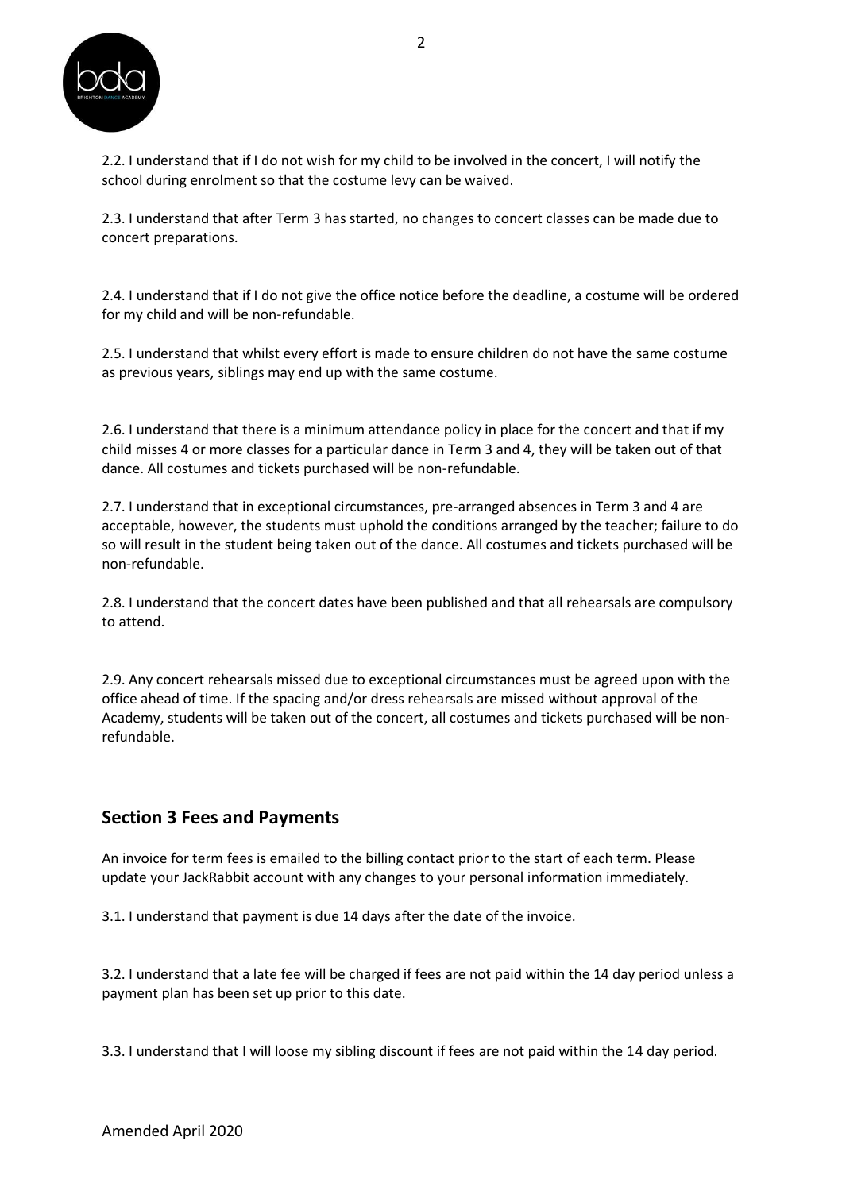2.2. I understand that if I do not wish for my child to be involved in the concert, I will notify the school during enrolment so that the costume levy can be waived.

2.3. I understand that after Term 3 has started, no changes to concert classes can be made due to concert preparations.

2.4. I understand that if I do not give the office notice before the deadline, a costume will be ordered for my child and will be non-refundable.

2.5. I understand that whilst every effort is made to ensure children do not have the same costume as previous years, siblings may end up with the same costume.

2.6. I understand that there is a minimum attendance policy in place for the concert and that if my child misses 4 or more classes for a particular dance in Term 3 and 4, they will be taken out of that dance. All costumes and tickets purchased will be non-refundable.

2.7. I understand that in exceptional circumstances, pre-arranged absences in Term 3 and 4 are acceptable, however, the students must uphold the conditions arranged by the teacher; failure to do so will result in the student being taken out of the dance. All costumes and tickets purchased will be non-refundable.

2.8. I understand that the concert dates have been published and that all rehearsals are compulsory to attend.

2.9. Any concert rehearsals missed due to exceptional circumstances must be agreed upon with the office ahead of time. If the spacing and/or dress rehearsals are missed without approval of the Academy, students will be taken out of the concert, all costumes and tickets purchased will be non-refundable.

## Section 3 Fees and Payments

An invoice for term fees is emailed to the billing contact prior to the start of each term. Please update your JackRabbit account with any changes to your personal information immediately.

3.1. I understand that payment is due 14 days after the date of the invoice.

3.2. I understand that a late fee will be charged if fees are not paid within the 14 day period unless a payment plan has been set up prior to this date.

3.3. I understand that I will loose my sibling discount if fees are not paid within the 14 day period.

Amended April 2020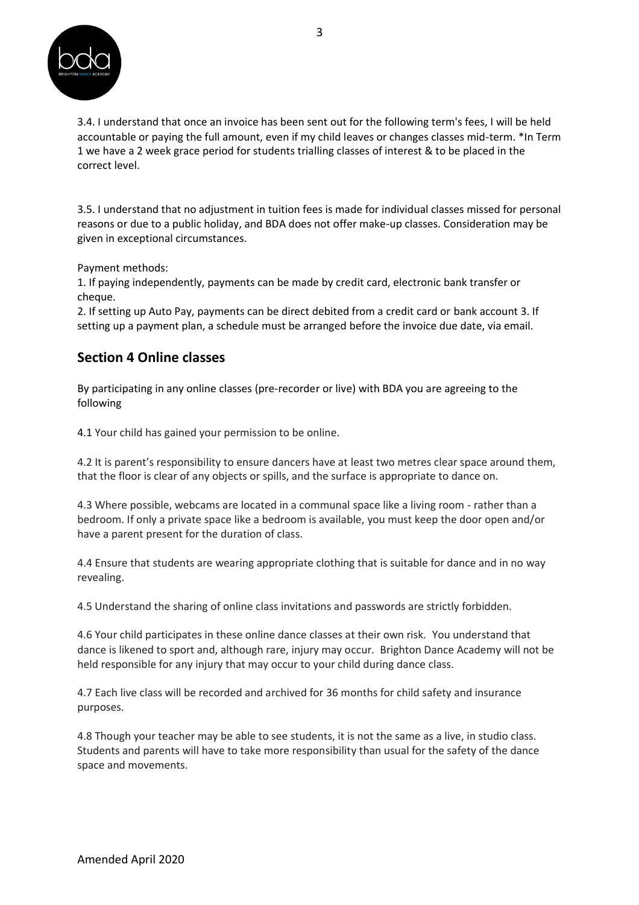3.4. I understand that once an invoice has been sent out for the following term's fees, I will be held accountable or paying the full amount, even if my child leaves or changes classes mid-term. *In Term 1 we have a 2 week grace period for students trialling classes of interest & to be placed in the correct level.

3.5. I understand that no adjustment in tuition fees is made for individual classes missed for personal reasons or due to a public holiday, and BDA does not offer make-up classes. Consideration may be given in exceptional circumstances.

Payment methods:

1. If paying independently, payments can be made by credit card, electronic bank transfer or cheque.
2. If setting up Auto Pay, payments can be direct debited from a credit card or bank account 3. If setting up a payment plan, a schedule must be arranged before the invoice due date, via email.

## Section 4 Online classes

By participating in any online classes (pre-recorder or live) with BDA you are agreeing to the following

4.1 Your child has gained your permission to be online.

4.2 It is parent's responsibility to ensure dancers have at least two metres clear space around them, that the floor is clear of any objects or spills, and the surface is appropriate to dance on.

4.3 Where possible, webcams are located in a communal space like a living room - rather than a bedroom. If only a private space like a bedroom is available, you must keep the door open and/or have a parent present for the duration of class.

4.4 Ensure that students are wearing appropriate clothing that is suitable for dance and in no way revealing.

4.5 Understand the sharing of online class invitations and passwords are strictly forbidden.

4.6 Your child participates in these online dance classes at their own risk. You understand that dance is likened to sport and, although rare, injury may occur. Brighton Dance Academy will not be held responsible for any injury that may occur to your child during dance class.

4.7 Each live class will be recorded and archived for 36 months for child safety and insurance purposes.

4.8 Though your teacher may be able to see students, it is not the same as a live, in studio class. Students and parents will have to take more responsibility than usual for the safety of the dance space and movements.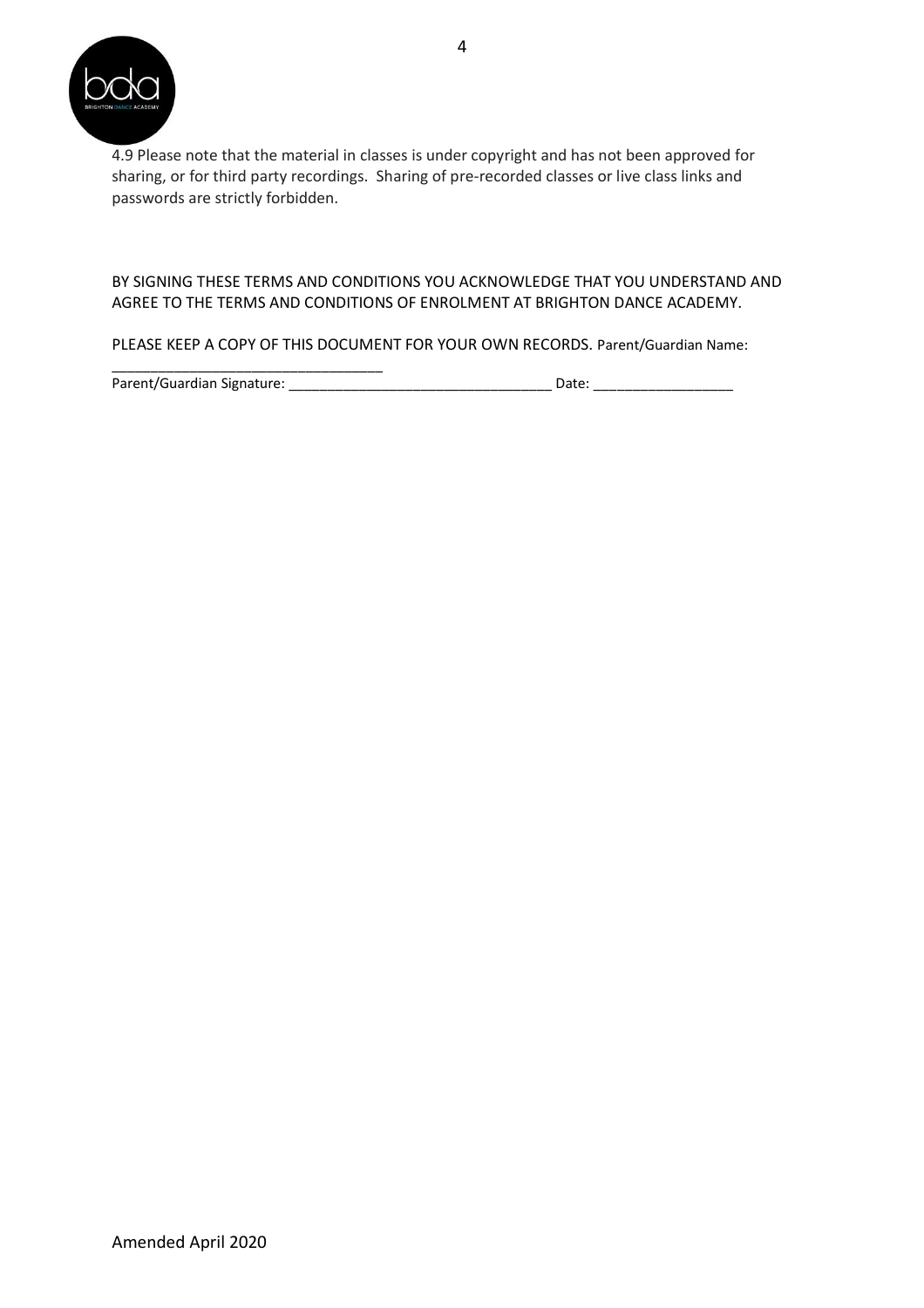4.9 Please note that the material in classes is under copyright and has not been approved for sharing, or for third party recordings. Sharing of pre-recorded classes or live class links and passwords are strictly forbidden.

BY SIGNING THESE TERMS AND CONDITIONS YOU ACKNOWLEDGE THAT YOU UNDERSTAND AND AGREE TO THE TERMS AND CONDITIONS OF ENROLMENT AT BRIGHTON DANCE ACADEMY.

PLEASE KEEP A COPY OF THIS DOCUMENT FOR YOUR OWN RECORDS. Parent/Guardian Name: ___________________________________

Parent/Guardian Signature: ___________________________________ Date: __________________

Amended April 2020